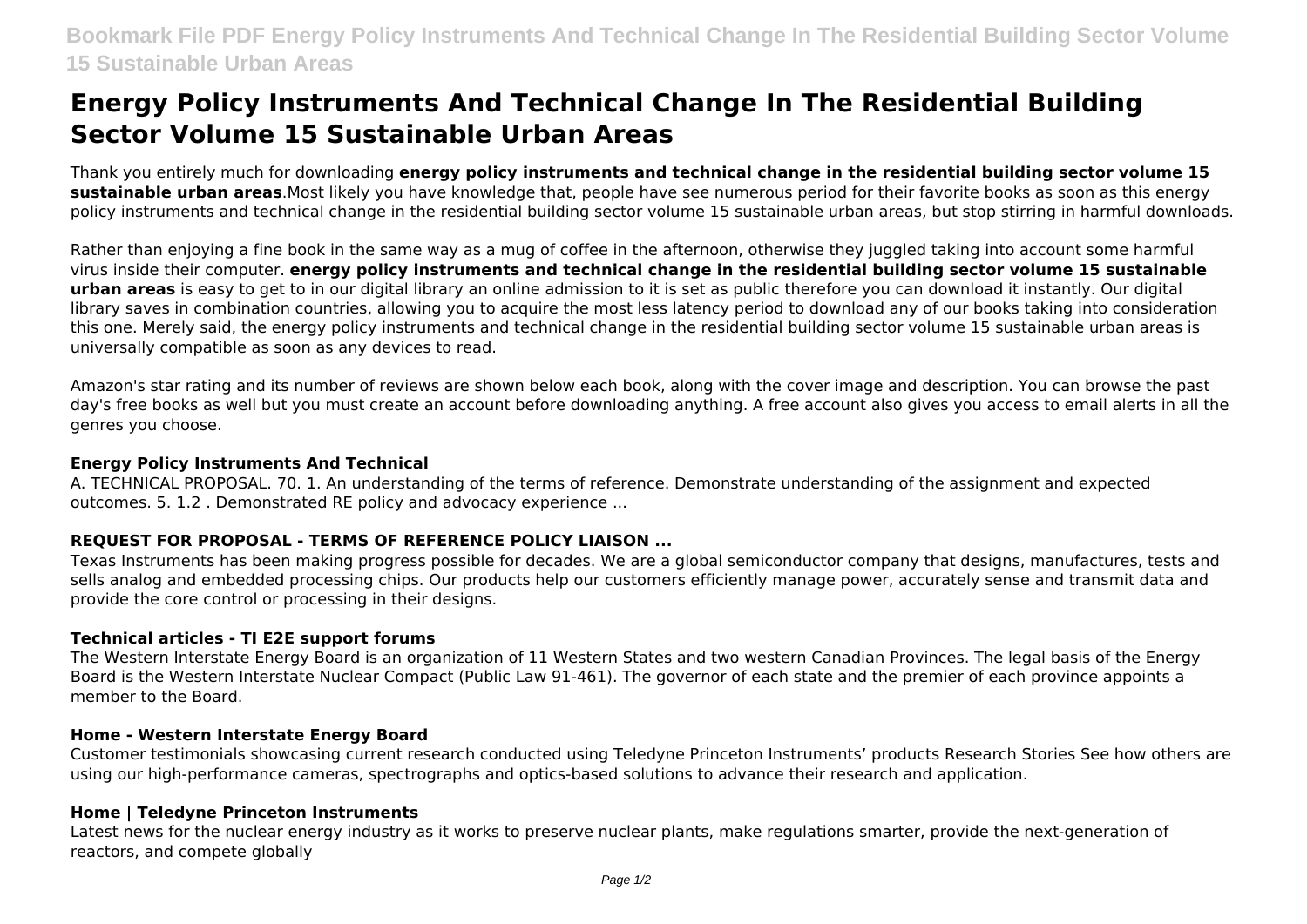# Energy Policy Instruments And Technical Change In The Residential Building Sector Volume 15 Sustainable Urban Areas

Thank you entirely much for downloading **energy policy instruments and technical change in the residential building sector volume 15 sustainable urban areas**.Most likely you have knowledge that, people have see numerous period for their favorite books as soon as this energy policy instruments and technical change in the residential building sector volume 15 sustainable urban areas, but stop stirring in harmful downloads.

Rather than enjoying a fine book in the same way as a mug of coffee in the afternoon, otherwise they juggled taking into account some harmful virus inside their computer. **energy policy instruments and technical change in the residential building sector volume 15 sustainable urban areas** is easy to get to in our digital library an online admission to it is set as public therefore you can download it instantly. Our digital library saves in combination countries, allowing you to acquire the most less latency period to download any of our books taking into consideration this one. Merely said, the energy policy instruments and technical change in the residential building sector volume 15 sustainable urban areas is universally compatible as soon as any devices to read.

Amazon's star rating and its number of reviews are shown below each book, along with the cover image and description. You can browse the past day's free books as well but you must create an account before downloading anything. A free account also gives you access to email alerts in all the genres you choose.

### Energy Policy Instruments And Technical

A. TECHNICAL PROPOSAL. 70. 1. An understanding of the terms of reference. Demonstrate understanding of the assignment and expected outcomes. 5. 1.2 . Demonstrated RE policy and advocacy experience ...

### REQUEST FOR PROPOSAL - TERMS OF REFERENCE POLICY LIAISON ...

Texas Instruments has been making progress possible for decades. We are a global semiconductor company that designs, manufactures, tests and sells analog and embedded processing chips. Our products help our customers efficiently manage power, accurately sense and transmit data and provide the core control or processing in their designs.

### Technical articles - TI E2E support forums

The Western Interstate Energy Board is an organization of 11 Western States and two western Canadian Provinces. The legal basis of the Energy Board is the Western Interstate Nuclear Compact (Public Law 91-461). The governor of each state and the premier of each province appoints a member to the Board.

### Home - Western Interstate Energy Board

Customer testimonials showcasing current research conducted using Teledyne Princeton Instruments' products Research Stories See how others are using our high-performance cameras, spectrographs and optics-based solutions to advance their research and application.

### Home | Teledyne Princeton Instruments

Latest news for the nuclear energy industry as it works to preserve nuclear plants, make regulations smarter, provide the next-generation of reactors, and compete globally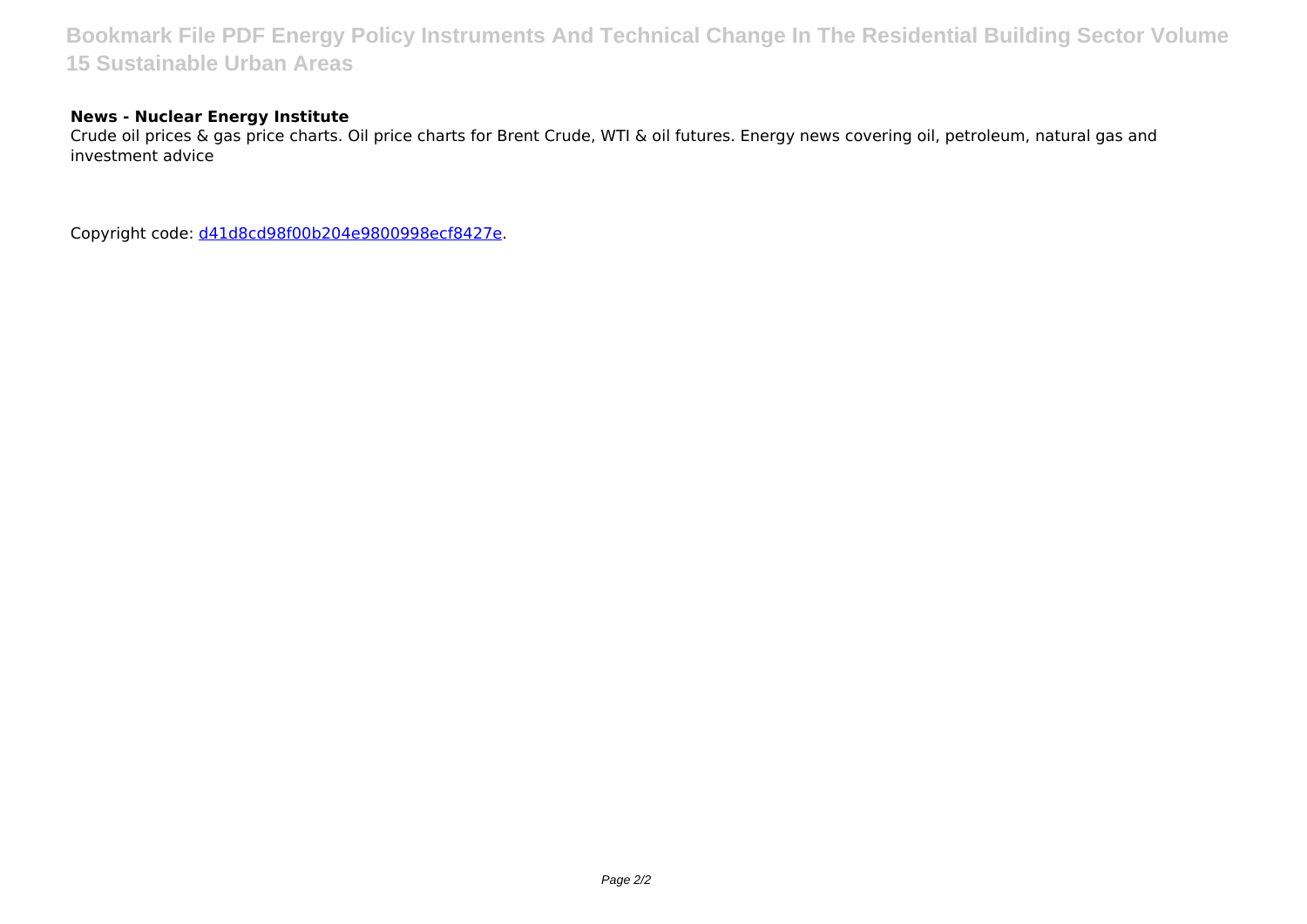**News - Nuclear Energy Institute**

Crude oil prices & gas price charts. Oil price charts for Brent Crude, WTI & oil futures. Energy news covering oil, petroleum, natural gas and investment advice

Copyright code: d41d8cd98f00b204e9800998ecf8427e.